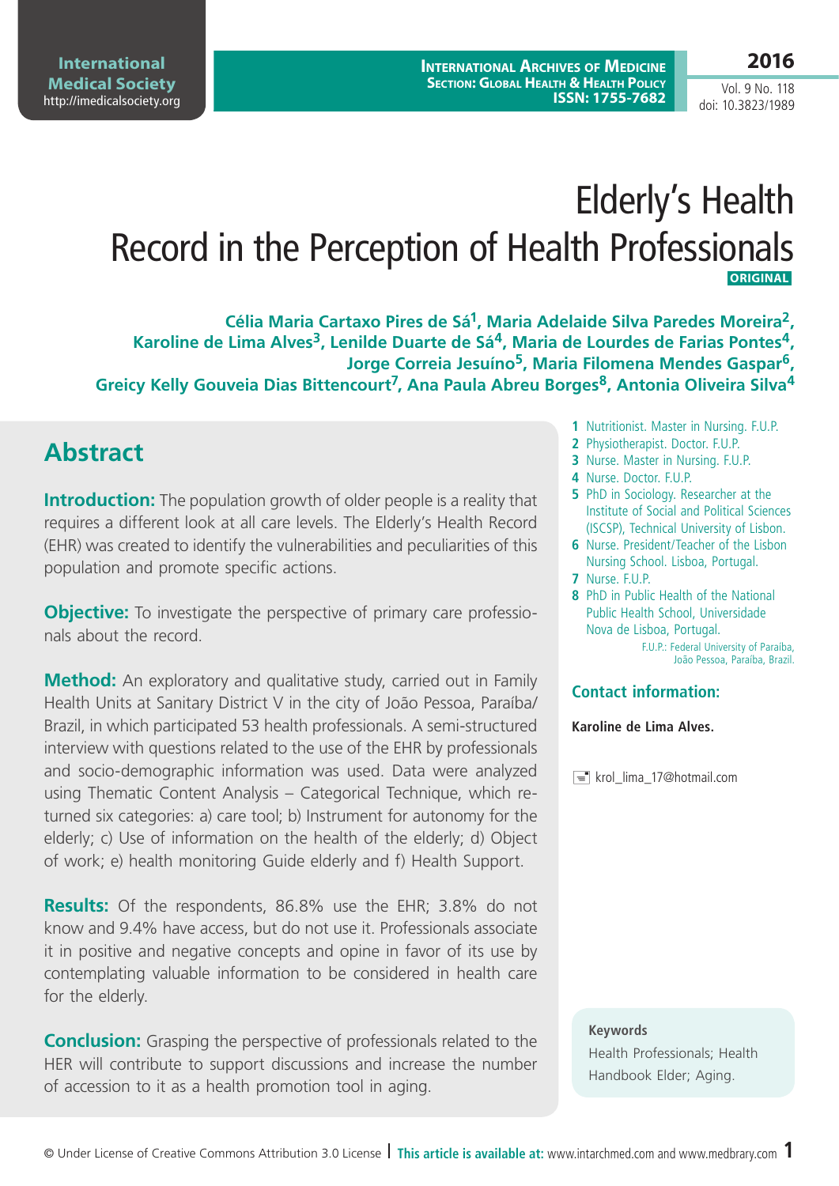# Elderly's Health Record in the Perception of Health Professionals

ORIGINAL

**Célia Maria Cartaxo Pires de Sá[1], Maria Adelaide Silva Paredes Moreira[2], Karoline de Lima Alves[3], Lenilde Duarte de Sá[4], Maria de Lourdes de Farias Pontes[4], Jorge Correia Jesuíno[5], Maria Filomena Mendes Gaspar[6], Greicy Kelly Gouveia Dias Bittencourt[7], Ana Paula Abreu Borges[8], Antonia Oliveira Silva[4]**

1. Nutritionist. Master in Nursing. F.U.P.
2. Physiotherapist. Doctor. F.U.P.
3. Nurse. Master in Nursing. F.U.P.
4. Nurse. Doctor. F.U.P.
5. PhD in Sociology. Researcher at the Institute of Social and Political Sciences (ISCSP), Technical University of Lisbon.
6. Nurse. President/Teacher of the Lisbon Nursing School. Lisboa, Portugal.
7. Nurse. F.U.P.
8. PhD in Public Health of the National Public Health School, Universidade Nova de Lisboa, Portugal.

F.U.P.: Federal University of Paraíba, João Pessoa, Paraíba, Brazil.

## Contact information:

**Karoline de Lima Alves.**

krol_lima_17@hotmail.com

## Abstract

**Introduction:** The population growth of older people is a reality that requires a different look at all care levels. The Elderly's Health Record (EHR) was created to identify the vulnerabilities and peculiarities of this population and promote specific actions.

**Objective:** To investigate the perspective of primary care professionals about the record.

**Method:** An exploratory and qualitative study, carried out in Family Health Units at Sanitary District V in the city of João Pessoa, Paraíba/Brazil, in which participated 53 health professionals. A semi-structured interview with questions related to the use of the EHR by professionals and socio-demographic information was used. Data were analyzed using Thematic Content Analysis – Categorical Technique, which returned six categories: a) care tool; b) Instrument for autonomy for the elderly; c) Use of information on the health of the elderly; d) Object of work; e) health monitoring Guide elderly and f) Health Support.

**Results:** Of the respondents, 86.8% use the EHR; 3.8% do not know and 9.4% have access, but do not use it. Professionals associate it in positive and negative concepts and opine in favor of its use by contemplating valuable information to be considered in health care for the elderly.

**Conclusion:** Grasping the perspective of professionals related to the HER will contribute to support discussions and increase the number of accession to it as a health promotion tool in aging.

**Keywords**

Health Professionals; Health Handbook Elder; Aging.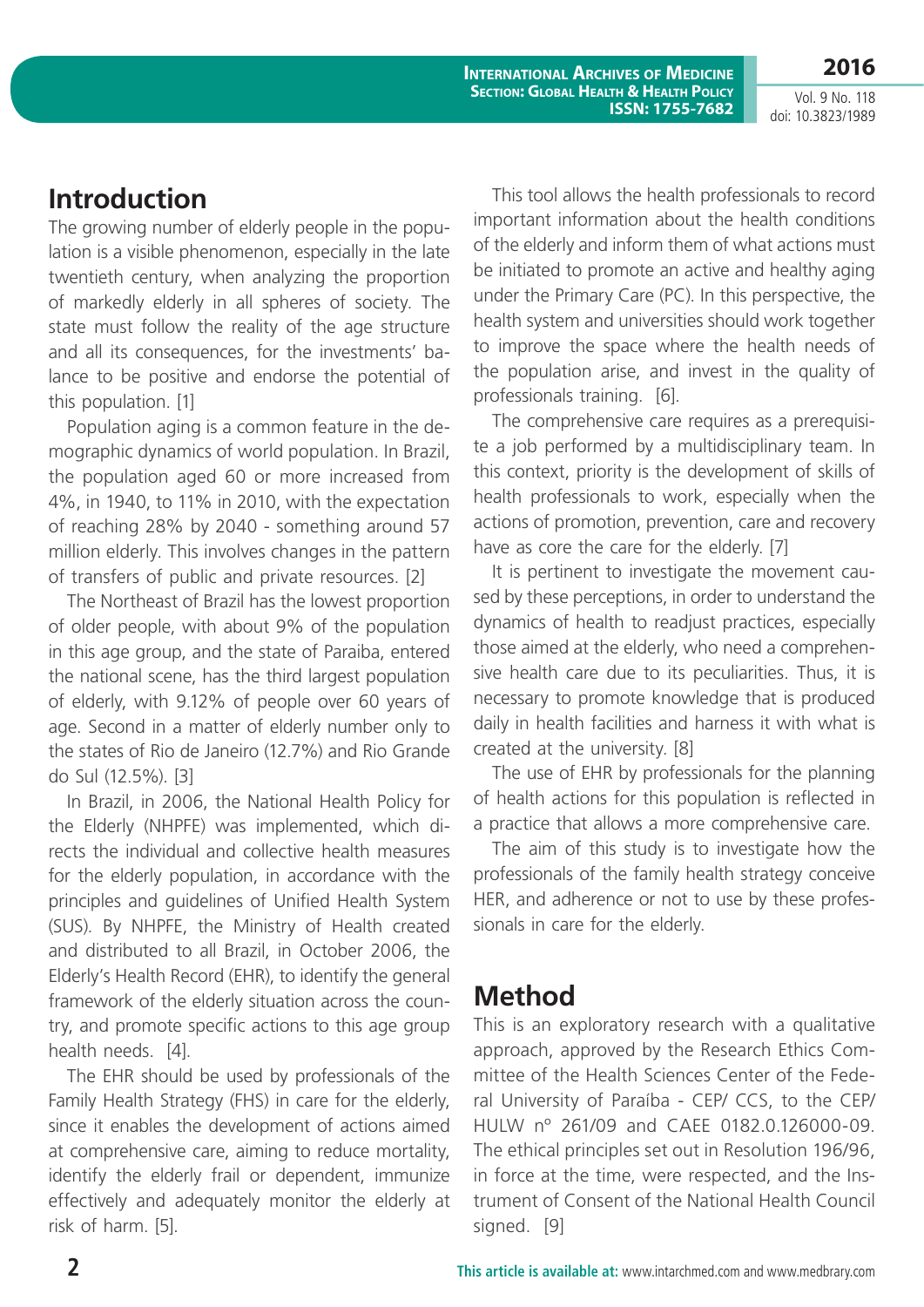## Introduction

The growing number of elderly people in the population is a visible phenomenon, especially in the late twentieth century, when analyzing the proportion of markedly elderly in all spheres of society. The state must follow the reality of the age structure and all its consequences, for the investments' balance to be positive and endorse the potential of this population. [1]

Population aging is a common feature in the demographic dynamics of world population. In Brazil, the population aged 60 or more increased from 4%, in 1940, to 11% in 2010, with the expectation of reaching 28% by 2040 - something around 57 million elderly. This involves changes in the pattern of transfers of public and private resources. [2]

The Northeast of Brazil has the lowest proportion of older people, with about 9% of the population in this age group, and the state of Paraiba, entered the national scene, has the third largest population of elderly, with 9.12% of people over 60 years of age. Second in a matter of elderly number only to the states of Rio de Janeiro (12.7%) and Rio Grande do Sul (12.5%). [3]

In Brazil, in 2006, the National Health Policy for the Elderly (NHPFE) was implemented, which directs the individual and collective health measures for the elderly population, in accordance with the principles and guidelines of Unified Health System (SUS). By NHPFE, the Ministry of Health created and distributed to all Brazil, in October 2006, the Elderly's Health Record (EHR), to identify the general framework of the elderly situation across the country, and promote specific actions to this age group health needs. [4].

The EHR should be used by professionals of the Family Health Strategy (FHS) in care for the elderly, since it enables the development of actions aimed at comprehensive care, aiming to reduce mortality, identify the elderly frail or dependent, immunize effectively and adequately monitor the elderly at risk of harm. [5].

This tool allows the health professionals to record important information about the health conditions of the elderly and inform them of what actions must be initiated to promote an active and healthy aging under the Primary Care (PC). In this perspective, the health system and universities should work together to improve the space where the health needs of the population arise, and invest in the quality of professionals training. [6].

The comprehensive care requires as a prerequisite a job performed by a multidisciplinary team. In this context, priority is the development of skills of health professionals to work, especially when the actions of promotion, prevention, care and recovery have as core the care for the elderly. [7]

It is pertinent to investigate the movement caused by these perceptions, in order to understand the dynamics of health to readjust practices, especially those aimed at the elderly, who need a comprehensive health care due to its peculiarities. Thus, it is necessary to promote knowledge that is produced daily in health facilities and harness it with what is created at the university. [8]

The use of EHR by professionals for the planning of health actions for this population is reflected in a practice that allows a more comprehensive care.

The aim of this study is to investigate how the professionals of the family health strategy conceive HER, and adherence or not to use by these professionals in care for the elderly.

## Method

This is an exploratory research with a qualitative approach, approved by the Research Ethics Committee of the Health Sciences Center of the Federal University of Paraíba - CEP/ CCS, to the CEP/ HULW nº 261/09 and CAAE 0182.0.126000-09. The ethical principles set out in Resolution 196/96, in force at the time, were respected, and the Instrument of Consent of the National Health Council signed. [9]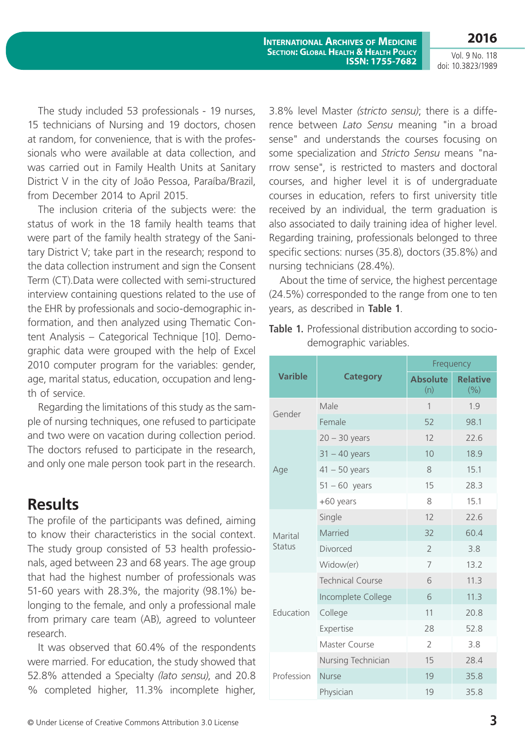The study included 53 professionals - 19 nurses, 15 technicians of Nursing and 19 doctors, chosen at random, for convenience, that is with the professionals who were available at data collection, and was carried out in Family Health Units at Sanitary District V in the city of João Pessoa, Paraíba/Brazil, from December 2014 to April 2015.

The inclusion criteria of the subjects were: the status of work in the 18 family health teams that were part of the family health strategy of the Sanitary District V; take part in the research; respond to the data collection instrument and sign the Consent Term (CT).Data were collected with semi-structured interview containing questions related to the use of the EHR by professionals and socio-demographic information, and then analyzed using Thematic Content Analysis – Categorical Technique [10]. Demographic data were grouped with the help of Excel 2010 computer program for the variables: gender, age, marital status, education, occupation and length of service.

Regarding the limitations of this study as the sample of nursing techniques, one refused to participate and two were on vacation during collection period. The doctors refused to participate in the research, and only one male person took part in the research.

## Results

The profile of the participants was defined, aiming to know their characteristics in the social context. The study group consisted of 53 health professionals, aged between 23 and 68 years. The age group that had the highest number of professionals was 51-60 years with 28.3%, the majority (98.1%) belonging to the female, and only a professional male from primary care team (AB), agreed to volunteer research.

It was observed that 60.4% of the respondents were married. For education, the study showed that 52.8% attended a Specialty *(lato sensu)*, and 20.8 % completed higher, 11.3% incomplete higher, 3.8% level Master *(stricto sensu)*; there is a difference between *Lato Sensu* meaning "in a broad sense" and understands the courses focusing on some specialization and *Stricto Sensu* means "narrow sense", is restricted to masters and doctoral courses, and higher level it is of undergraduate courses in education, refers to first university title received by an individual, the term graduation is also associated to daily training idea of higher level. Regarding training, professionals belonged to three specific sections: nurses (35.8), doctors (35.8%) and nursing technicians (28.4%).

About the time of service, the highest percentage (24.5%) corresponded to the range from one to ten years, as described in **Table 1**.

**Table 1.** Professional distribution according to socio-demographic variables.

| Varible | Category | Frequency | |
|---|---|---|---|
| | | Absolute (n) | Relative (%) |
| Gender | Male | 1 | 1.9 |
| | Female | 52 | 98.1 |
| Age | 20 – 30 years | 12 | 22.6 |
| | 31 – 40 years | 10 | 18.9 |
| | 41 – 50 years | 8 | 15.1 |
| | 51 – 60 years | 15 | 28.3 |
| | +60 years | 8 | 15.1 |
| Marital Status | Single | 12 | 22.6 |
| | Married | 32 | 60.4 |
| | Divorced | 2 | 3.8 |
| | Widow(er) | 7 | 13.2 |
| Education | Technical Course | 6 | 11.3 |
| | Incomplete College | 6 | 11.3 |
| | College | 11 | 20.8 |
| | Expertise | 28 | 52.8 |
| | Master Course | 2 | 3.8 |
| Profession | Nursing Technician | 15 | 28.4 |
| | Nurse | 19 | 35.8 |
| | Physician | 19 | 35.8 |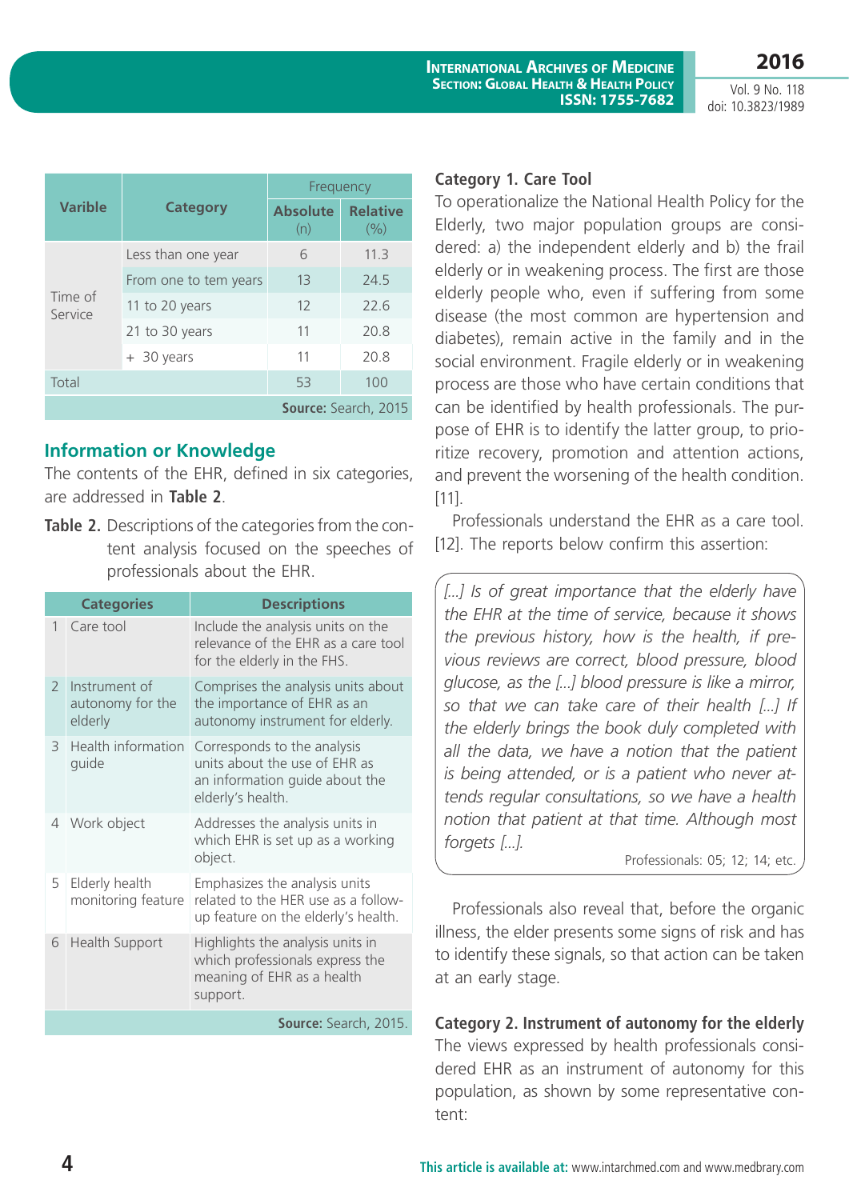| Varible | Category | Frequency | |
|---|---|---|---|
| | | Absolute (n) | Relative (%) |
| Time of Service | Less than one year | 6 | 11.3 |
| | From one to tem years | 13 | 24.5 |
| | 11 to 20 years | 12 | 22.6 |
| | 21 to 30 years | 11 | 20.8 |
| | + 30 years | 11 | 20.8 |
| Total | | 53 | 100 |

**Source:** Search, 2015

## Information or Knowledge

The contents of the EHR, defined in six categories, are addressed in **Table 2**.

**Table 2.** Descriptions of the categories from the content analysis focused on the speeches of professionals about the EHR.

| | Categories | Descriptions |
|---|---|---|
| 1 | Care tool | Include the analysis units on the relevance of the EHR as a care tool for the elderly in the FHS. |
| 2 | Instrument of autonomy for the elderly | Comprises the analysis units about the importance of EHR as an autonomy instrument for elderly. |
| 3 | Health information guide | Corresponds to the analysis units about the use of EHR as an information guide about the elderly's health. |
| 4 | Work object | Addresses the analysis units in which EHR is set up as a working object. |
| 5 | Elderly health monitoring feature | Emphasizes the analysis units related to the HER use as a follow-up feature on the elderly's health. |
| 6 | Health Support | Highlights the analysis units in which professionals express the meaning of EHR as a health support. |

**Source:** Search, 2015.

### Category 1. Care Tool

To operationalize the National Health Policy for the Elderly, two major population groups are considered: a) the independent elderly and b) the frail elderly or in weakening process. The first are those elderly people who, even if suffering from some disease (the most common are hypertension and diabetes), remain active in the family and in the social environment. Fragile elderly or in weakening process are those who have certain conditions that can be identified by health professionals. The purpose of EHR is to identify the latter group, to prioritize recovery, promotion and attention actions, and prevent the worsening of the health condition. [11].

Professionals understand the EHR as a care tool. [12]. The reports below confirm this assertion:

> *[...] Is of great importance that the elderly have the EHR at the time of service, because it shows the previous history, how is the health, if previous reviews are correct, blood pressure, blood glucose, as the [...] blood pressure is like a mirror, so that we can take care of their health [...] If the elderly brings the book duly completed with all the data, we have a notion that the patient is being attended, or is a patient who never attends regular consultations, so we have a health notion that patient at that time. Although most forgets [...].*
>
> Professionals: 05; 12; 14; etc.

Professionals also reveal that, before the organic illness, the elder presents some signs of risk and has to identify these signals, so that action can be taken at an early stage.

### Category 2. Instrument of autonomy for the elderly

The views expressed by health professionals considered EHR as an instrument of autonomy for this population, as shown by some representative content: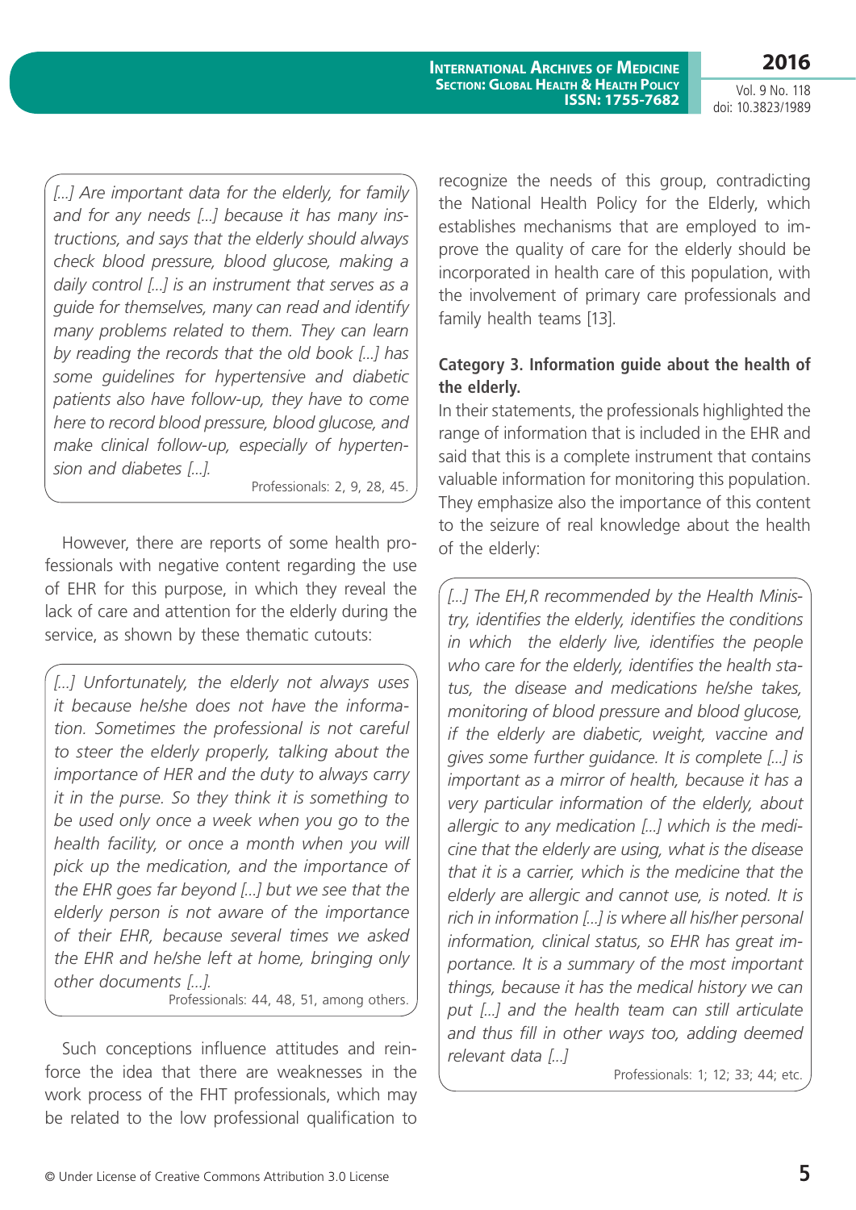*[...] Are important data for the elderly, for family and for any needs [...] because it has many instructions, and says that the elderly should always check blood pressure, blood glucose, making a daily control [...] is an instrument that serves as a guide for themselves, many can read and identify many problems related to them. They can learn by reading the records that the old book [...] has some guidelines for hypertensive and diabetic patients also have follow-up, they have to come here to record blood pressure, blood glucose, and make clinical follow-up, especially of hypertension and diabetes [...].*

Professionals: 2, 9, 28, 45.

However, there are reports of some health professionals with negative content regarding the use of EHR for this purpose, in which they reveal the lack of care and attention for the elderly during the service, as shown by these thematic cutouts:

*[...] Unfortunately, the elderly not always uses it because he/she does not have the information. Sometimes the professional is not careful to steer the elderly properly, talking about the importance of HER and the duty to always carry it in the purse. So they think it is something to be used only once a week when you go to the health facility, or once a month when you will pick up the medication, and the importance of the EHR goes far beyond [...] but we see that the elderly person is not aware of the importance of their EHR, because several times we asked the EHR and he/she left at home, bringing only other documents [...].*

Professionals: 44, 48, 51, among others.

Such conceptions influence attitudes and reinforce the idea that there are weaknesses in the work process of the FHT professionals, which may be related to the low professional qualification to recognize the needs of this group, contradicting the National Health Policy for the Elderly, which establishes mechanisms that are employed to improve the quality of care for the elderly should be incorporated in health care of this population, with the involvement of primary care professionals and family health teams [13].

**Category 3. Information guide about the health of the elderly.**

In their statements, the professionals highlighted the range of information that is included in the EHR and said that this is a complete instrument that contains valuable information for monitoring this population. They emphasize also the importance of this content to the seizure of real knowledge about the health of the elderly:

*[...] The EH,R recommended by the Health Ministry, identifies the elderly, identifies the conditions in which the elderly live, identifies the people who care for the elderly, identifies the health status, the disease and medications he/she takes, monitoring of blood pressure and blood glucose, if the elderly are diabetic, weight, vaccine and gives some further guidance. It is complete [...] is important as a mirror of health, because it has a very particular information of the elderly, about allergic to any medication [...] which is the medicine that the elderly are using, what is the disease that it is a carrier, which is the medicine that the elderly are allergic and cannot use, is noted. It is rich in information [...] is where all his/her personal information, clinical status, so EHR has great importance. It is a summary of the most important things, because it has the medical history we can put [...] and the health team can still articulate and thus fill in other ways too, adding deemed relevant data [...]*

Professionals: 1; 12; 33; 44; etc.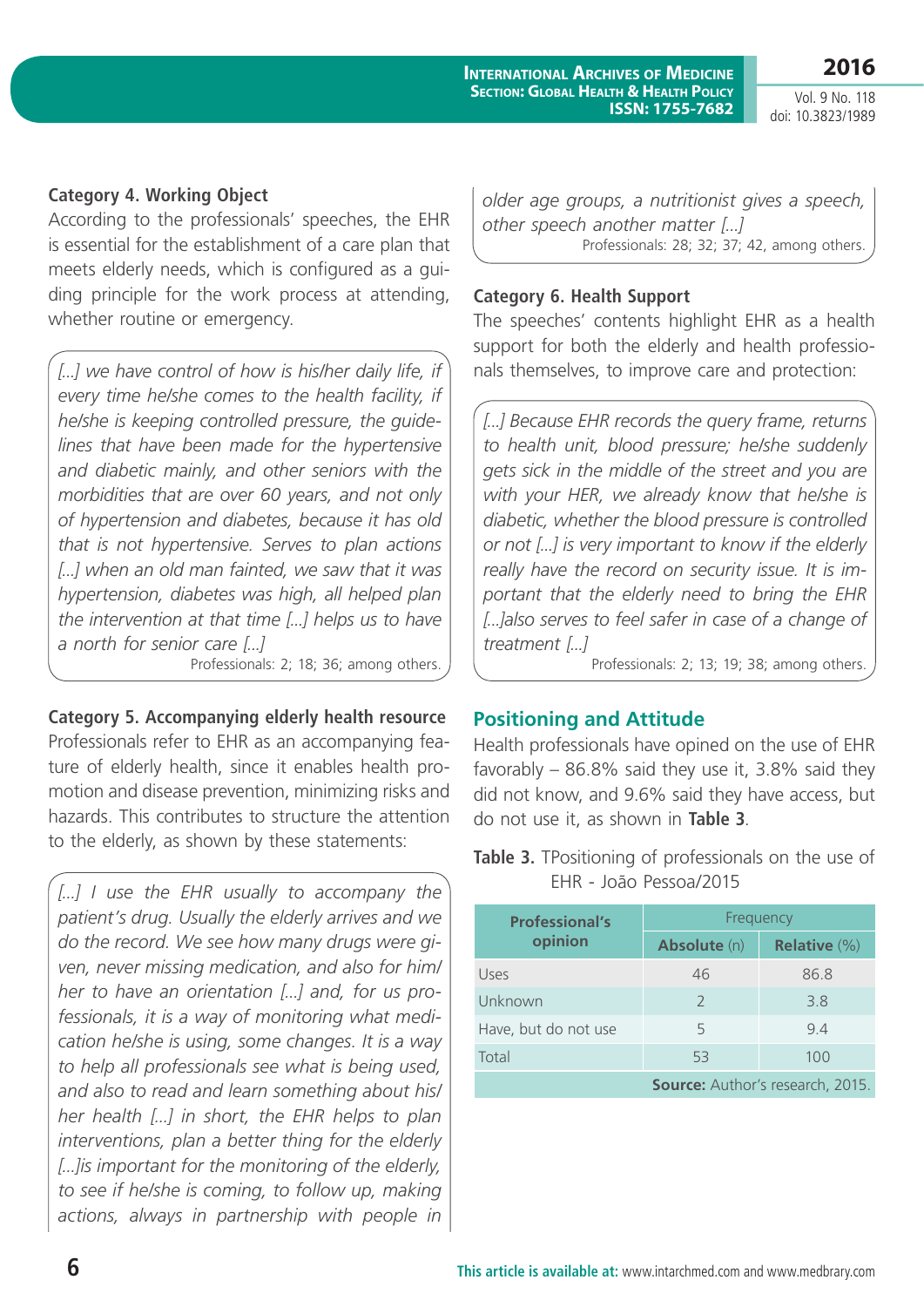**Category 4. Working Object**

According to the professionals' speeches, the EHR is essential for the establishment of a care plan that meets elderly needs, which is configured as a guiding principle for the work process at attending, whether routine or emergency.

> *[...] we have control of how is his/her daily life, if every time he/she comes to the health facility, if he/she is keeping controlled pressure, the guidelines that have been made for the hypertensive and diabetic mainly, and other seniors with the morbidities that are over 60 years, and not only of hypertension and diabetes, because it has old that is not hypertensive. Serves to plan actions [...] when an old man fainted, we saw that it was hypertension, diabetes was high, all helped plan the intervention at that time [...] helps us to have a north for senior care [...]*
>
> Professionals: 2; 18; 36; among others.

**Category 5. Accompanying elderly health resource**

Professionals refer to EHR as an accompanying feature of elderly health, since it enables health promotion and disease prevention, minimizing risks and hazards. This contributes to structure the attention to the elderly, as shown by these statements:

> *[...] I use the EHR usually to accompany the patient's drug. Usually the elderly arrives and we do the record. We see how many drugs were given, never missing medication, and also for him/her to have an orientation [...] and, for us professionals, it is a way of monitoring what medication he/she is using, some changes. It is a way to help all professionals see what is being used, and also to read and learn something about his/her health [...] in short, the EHR helps to plan interventions, plan a better thing for the elderly [...]is important for the monitoring of the elderly, to see if he/she is coming, to follow up, making actions, always in partnership with people in older age groups, a nutritionist gives a speech, other speech another matter [...]*
>
> Professionals: 28; 32; 37; 42, among others.

**Category 6. Health Support**

The speeches' contents highlight EHR as a health support for both the elderly and health professionals themselves, to improve care and protection:

> *[...] Because EHR records the query frame, returns to health unit, blood pressure; he/she suddenly gets sick in the middle of the street and you are with your HER, we already know that he/she is diabetic, whether the blood pressure is controlled or not [...] is very important to know if the elderly really have the record on security issue. It is important that the elderly need to bring the EHR [...]also serves to feel safer in case of a change of treatment [...]*
>
> Professionals: 2; 13; 19; 38; among others.

## Positioning and Attitude

Health professionals have opined on the use of EHR favorably – 86.8% said they use it, 3.8% said they did not know, and 9.6% said they have access, but do not use it, as shown in **Table 3**.

**Table 3.** TPositioning of professionals on the use of EHR - João Pessoa/2015

| Professional's opinion | Frequency | |
|---|---|---|
| | **Absolute** (n) | **Relative** (%) |
| Uses | 46 | 86.8 |
| Unknown | 2 | 3.8 |
| Have, but do not use | 5 | 9.4 |
| Total | 53 | 100 |

**Source:** Author's research, 2015.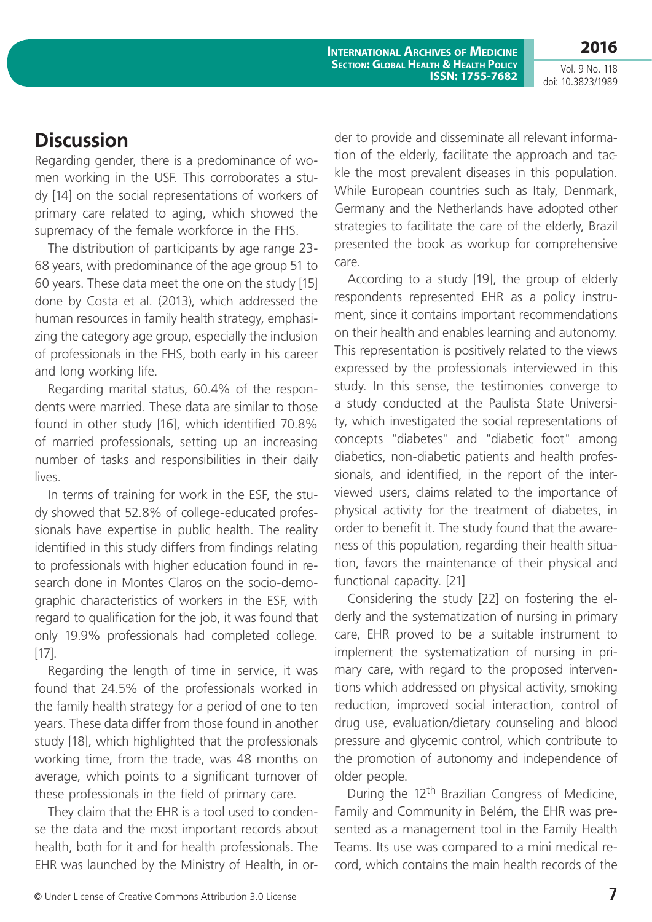## Discussion

Regarding gender, there is a predominance of women working in the USF. This corroborates a study [14] on the social representations of workers of primary care related to aging, which showed the supremacy of the female workforce in the FHS.

The distribution of participants by age range 23-68 years, with predominance of the age group 51 to 60 years. These data meet the one on the study [15] done by Costa et al. (2013), which addressed the human resources in family health strategy, emphasizing the category age group, especially the inclusion of professionals in the FHS, both early in his career and long working life.

Regarding marital status, 60.4% of the respondents were married. These data are similar to those found in other study [16], which identified 70.8% of married professionals, setting up an increasing number of tasks and responsibilities in their daily lives.

In terms of training for work in the ESF, the study showed that 52.8% of college-educated professionals have expertise in public health. The reality identified in this study differs from findings relating to professionals with higher education found in research done in Montes Claros on the socio-demographic characteristics of workers in the ESF, with regard to qualification for the job, it was found that only 19.9% professionals had completed college. [17].

Regarding the length of time in service, it was found that 24.5% of the professionals worked in the family health strategy for a period of one to ten years. These data differ from those found in another study [18], which highlighted that the professionals working time, from the trade, was 48 months on average, which points to a significant turnover of these professionals in the field of primary care.

They claim that the EHR is a tool used to condense the data and the most important records about health, both for it and for health professionals. The EHR was launched by the Ministry of Health, in order to provide and disseminate all relevant information of the elderly, facilitate the approach and tackle the most prevalent diseases in this population. While European countries such as Italy, Denmark, Germany and the Netherlands have adopted other strategies to facilitate the care of the elderly, Brazil presented the book as workup for comprehensive care.

According to a study [19], the group of elderly respondents represented EHR as a policy instrument, since it contains important recommendations on their health and enables learning and autonomy. This representation is positively related to the views expressed by the professionals interviewed in this study. In this sense, the testimonies converge to a study conducted at the Paulista State University, which investigated the social representations of concepts "diabetes" and "diabetic foot" among diabetics, non-diabetic patients and health professionals, and identified, in the report of the interviewed users, claims related to the importance of physical activity for the treatment of diabetes, in order to benefit it. The study found that the awareness of this population, regarding their health situation, favors the maintenance of their physical and functional capacity. [21]

Considering the study [22] on fostering the elderly and the systematization of nursing in primary care, EHR proved to be a suitable instrument to implement the systematization of nursing in primary care, with regard to the proposed interventions which addressed on physical activity, smoking reduction, improved social interaction, control of drug use, evaluation/dietary counseling and blood pressure and glycemic control, which contribute to the promotion of autonomy and independence of older people.

During the 12th Brazilian Congress of Medicine, Family and Community in Belém, the EHR was presented as a management tool in the Family Health Teams. Its use was compared to a mini medical record, which contains the main health records of the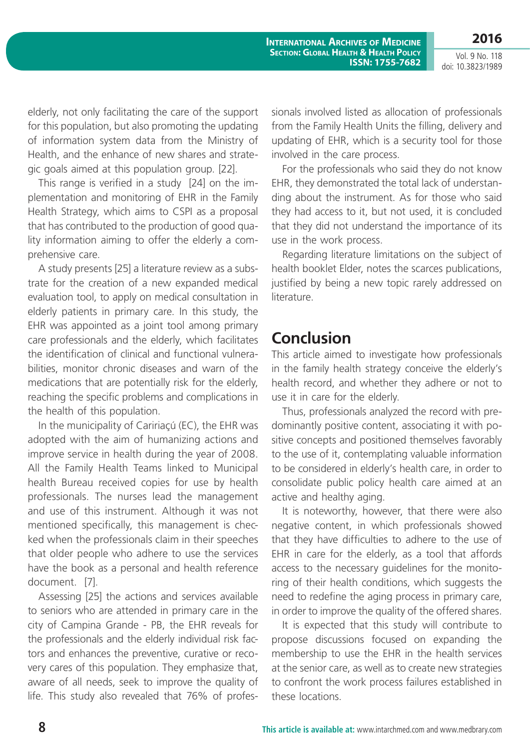elderly, not only facilitating the care of the support for this population, but also promoting the updating of information system data from the Ministry of Health, and the enhance of new shares and strategic goals aimed at this population group. [22].

This range is verified in a study [24] on the implementation and monitoring of EHR in the Family Health Strategy, which aims to CSPI as a proposal that has contributed to the production of good quality information aiming to offer the elderly a comprehensive care.

A study presents [25] a literature review as a substrate for the creation of a new expanded medical evaluation tool, to apply on medical consultation in elderly patients in primary care. In this study, the EHR was appointed as a joint tool among primary care professionals and the elderly, which facilitates the identification of clinical and functional vulnerabilities, monitor chronic diseases and warn of the medications that are potentially risk for the elderly, reaching the specific problems and complications in the health of this population.

In the municipality of Caririaçú (EC), the EHR was adopted with the aim of humanizing actions and improve service in health during the year of 2008. All the Family Health Teams linked to Municipal health Bureau received copies for use by health professionals. The nurses lead the management and use of this instrument. Although it was not mentioned specifically, this management is checked when the professionals claim in their speeches that older people who adhere to use the services have the book as a personal and health reference document. [7].

Assessing [25] the actions and services available to seniors who are attended in primary care in the city of Campina Grande - PB, the EHR reveals for the professionals and the elderly individual risk factors and enhances the preventive, curative or recovery cares of this population. They emphasize that, aware of all needs, seek to improve the quality of life. This study also revealed that 76% of professionals involved listed as allocation of professionals from the Family Health Units the filling, delivery and updating of EHR, which is a security tool for those involved in the care process.

For the professionals who said they do not know EHR, they demonstrated the total lack of understanding about the instrument. As for those who said they had access to it, but not used, it is concluded that they did not understand the importance of its use in the work process.

Regarding literature limitations on the subject of health booklet Elder, notes the scarces publications, justified by being a new topic rarely addressed on literature.

## Conclusion

This article aimed to investigate how professionals in the family health strategy conceive the elderly's health record, and whether they adhere or not to use it in care for the elderly.

Thus, professionals analyzed the record with predominantly positive content, associating it with positive concepts and positioned themselves favorably to the use of it, contemplating valuable information to be considered in elderly's health care, in order to consolidate public policy health care aimed at an active and healthy aging.

It is noteworthy, however, that there were also negative content, in which professionals showed that they have difficulties to adhere to the use of EHR in care for the elderly, as a tool that affords access to the necessary guidelines for the monitoring of their health conditions, which suggests the need to redefine the aging process in primary care, in order to improve the quality of the offered shares.

It is expected that this study will contribute to propose discussions focused on expanding the membership to use the EHR in the health services at the senior care, as well as to create new strategies to confront the work process failures established in these locations.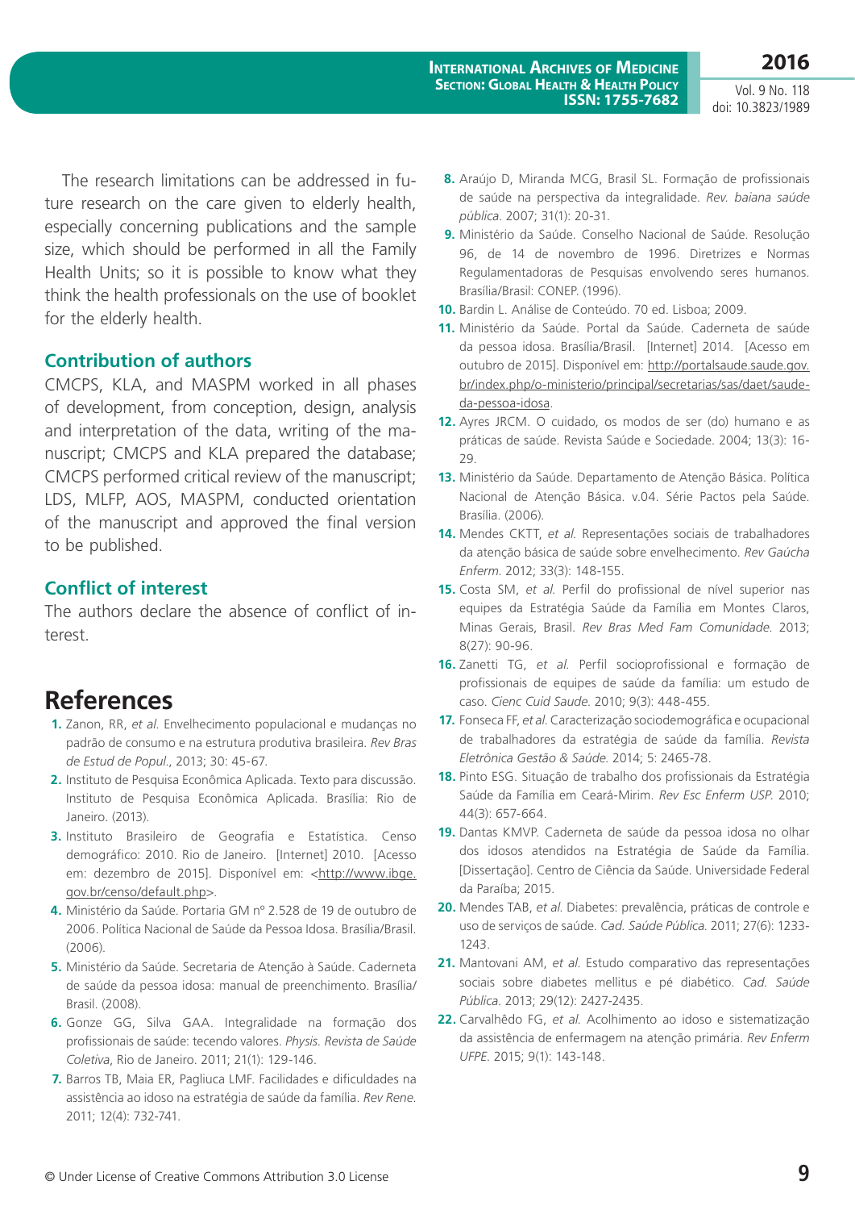The research limitations can be addressed in future research on the care given to elderly health, especially concerning publications and the sample size, which should be performed in all the Family Health Units; so it is possible to know what they think the health professionals on the use of booklet for the elderly health.

## Contribution of authors

CMCPS, KLA, and MASPM worked in all phases of development, from conception, design, analysis and interpretation of the data, writing of the manuscript; CMCPS and KLA prepared the database; CMCPS performed critical review of the manuscript; LDS, MLFP, AOS, MASPM, conducted orientation of the manuscript and approved the final version to be published.

## Conflict of interest

The authors declare the absence of conflict of interest.

# References

1. Zanon, RR, *et al.* Envelhecimento populacional e mudanças no padrão de consumo e na estrutura produtiva brasileira. *Rev Bras de Estud de Popul.*, 2013; 30: 45-67.
2. Instituto de Pesquisa Econômica Aplicada. Texto para discussão. Instituto de Pesquisa Econômica Aplicada. Brasília: Rio de Janeiro. (2013).
3. Instituto Brasileiro de Geografia e Estatística. Censo demográfico: 2010. Rio de Janeiro. [Internet] 2010. [Acesso em: dezembro de 2015]. Disponível em: <http://www.ibge.gov.br/censo/default.php>.
4. Ministério da Saúde. Portaria GM nº 2.528 de 19 de outubro de 2006. Política Nacional de Saúde da Pessoa Idosa. Brasília/Brasil. (2006).
5. Ministério da Saúde. Secretaria de Atenção à Saúde. Caderneta de saúde da pessoa idosa: manual de preenchimento. Brasília/Brasil. (2008).
6. Gonze GG, Silva GAA. Integralidade na formação dos profissionais de saúde: tecendo valores. *Physis. Revista de Saúde Coletiva*, Rio de Janeiro. 2011; 21(1): 129-146.
7. Barros TB, Maia ER, Pagliuca LMF. Facilidades e dificuldades na assistência ao idoso na estratégia de saúde da família. *Rev Rene.* 2011; 12(4): 732-741.
8. Araújo D, Miranda MCG, Brasil SL. Formação de profissionais de saúde na perspectiva da integralidade. *Rev. baiana saúde pública.* 2007; 31(1): 20-31.
9. Ministério da Saúde. Conselho Nacional de Saúde. Resolução 96, de 14 de novembro de 1996. Diretrizes e Normas Regulamentadoras de Pesquisas envolvendo seres humanos. Brasília/Brasil: CONEP. (1996).
10. Bardin L. Análise de Conteúdo. 70 ed. Lisboa; 2009.
11. Ministério da Saúde. Portal da Saúde. Caderneta de saúde da pessoa idosa. Brasília/Brasil. [Internet] 2014. [Acesso em outubro de 2015]. Disponível em: http://portalsaude.saude.gov.br/index.php/o-ministerio/principal/secretarias/sas/daet/saude-da-pessoa-idosa.
12. Ayres JRCM. O cuidado, os modos de ser (do) humano e as práticas de saúde. Revista Saúde e Sociedade. 2004; 13(3): 16-29.
13. Ministério da Saúde. Departamento de Atenção Básica. Política Nacional de Atenção Básica. v.04. Série Pactos pela Saúde. Brasília. (2006).
14. Mendes CKTT, *et al.* Representações sociais de trabalhadores da atenção básica de saúde sobre envelhecimento. *Rev Gaúcha Enferm.* 2012; 33(3): 148-155.
15. Costa SM, *et al.* Perfil do profissional de nível superior nas equipes da Estratégia Saúde da Família em Montes Claros, Minas Gerais, Brasil. *Rev Bras Med Fam Comunidade.* 2013; 8(27): 90-96.
16. Zanetti TG, *et al.* Perfil socioprofissional e formação de profissionais de equipes de saúde da família: um estudo de caso. *Cienc Cuid Saude.* 2010; 9(3): 448-455.
17. Fonseca FF, *et al.* Caracterização sociodemográfica e ocupacional de trabalhadores da estratégia de saúde da família. *Revista Eletrônica Gestão & Saúde.* 2014; 5: 2465-78.
18. Pinto ESG. Situação de trabalho dos profissionais da Estratégia Saúde da Família em Ceará-Mirim. *Rev Esc Enferm USP.* 2010; 44(3): 657-664.
19. Dantas KMVP. Caderneta de saúde da pessoa idosa no olhar dos idosos atendidos na Estratégia de Saúde da Família. [Dissertação]. Centro de Ciência da Saúde. Universidade Federal da Paraíba; 2015.
20. Mendes TAB, *et al.* Diabetes: prevalência, práticas de controle e uso de serviços de saúde. *Cad. Saúde Pública.* 2011; 27(6): 1233-1243.
21. Mantovani AM, *et al.* Estudo comparativo das representações sociais sobre diabetes mellitus e pé diabético. *Cad. Saúde Pública.* 2013; 29(12): 2427-2435.
22. Carvalhêdo FG, *et al.* Acolhimento ao idoso e sistematização da assistência de enfermagem na atenção primária. *Rev Enferm UFPE.* 2015; 9(1): 143-148.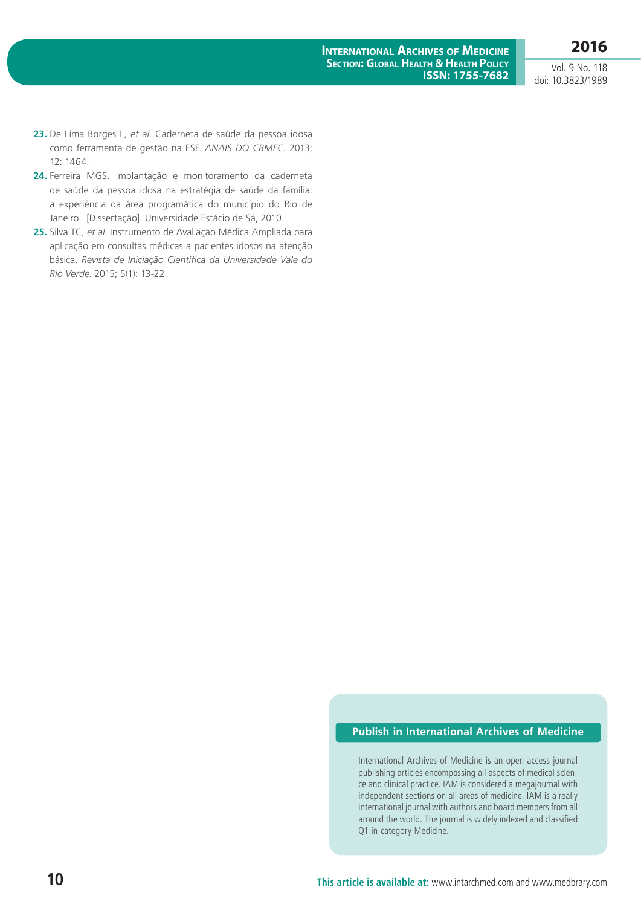23. De Lima Borges L, *et al.* Caderneta de saúde da pessoa idosa como ferramenta de gestão na ESF. *ANAIS DO CBMFC*. 2013; 12: 1464.
24. Ferreira MGS. Implantação e monitoramento da caderneta de saúde da pessoa idosa na estratégia de saúde da família: a experiência da área programática do município do Rio de Janeiro. [Dissertação]. Universidade Estácio de Sá, 2010.
25. Silva TC, *et al.* Instrumento de Avaliação Médica Ampliada para aplicação em consultas médicas a pacientes idosos na atenção básica. *Revista de Iniciação Científica da Universidade Vale do Rio Verde*. 2015; 5(1): 13-22.

**Publish in International Archives of Medicine**

International Archives of Medicine is an open access journal publishing articles encompassing all aspects of medical science and clinical practice. IAM is considered a megajournal with independent sections on all areas of medicine. IAM is a really international journal with authors and board members from all around the world. The journal is widely indexed and classified Q1 in category Medicine.

**This article is available at:** www.intarchmed.com and www.medbrary.com